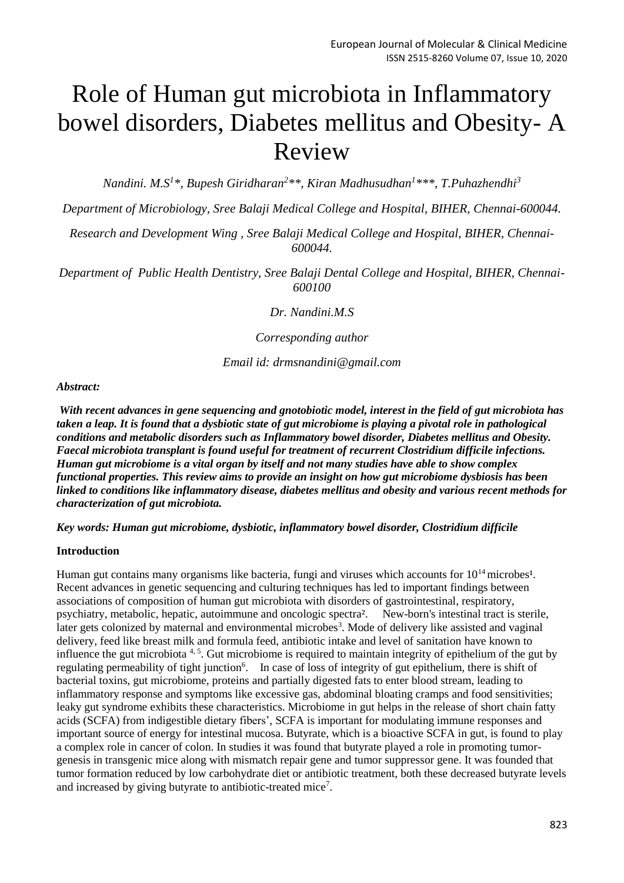# Role of Human gut microbiota in Inflammatory bowel disorders, Diabetes mellitus and Obesity- A Review

*Nandini. M.S[1]\*, Bupesh Giridharan[2]\*\*, Kiran Madhusudhan[1]\*\*\*, T.Puhazhendhi[3]*

*Department of Microbiology, Sree Balaji Medical College and Hospital, BIHER, Chennai-600044.*

*Research and Development Wing , Sree Balaji Medical College and Hospital, BIHER, Chennai-600044.*

*Department of Public Health Dentistry, Sree Balaji Dental College and Hospital, BIHER, Chennai-600100*

*Dr. Nandini.M.S*

*Corresponding author*

*Email id: drmsnandini@gmail.com*

***Abstract:***

***With recent advances in gene sequencing and gnotobiotic model, interest in the field of gut microbiota has taken a leap. It is found that a dysbiotic state of gut microbiome is playing a pivotal role in pathological conditions and metabolic disorders such as Inflammatory bowel disorder, Diabetes mellitus and Obesity. Faecal microbiota transplant is found useful for treatment of recurrent Clostridium difficile infections. Human gut microbiome is a vital organ by itself and not many studies have able to show complex functional properties. This review aims to provide an insight on how gut microbiome dysbiosis has been linked to conditions like inflammatory disease, diabetes mellitus and obesity and various recent methods for characterization of gut microbiota.***

***Key words: Human gut microbiome, dysbiotic, inflammatory bowel disorder, Clostridium difficile***

**Introduction**

Human gut contains many organisms like bacteria, fungi and viruses which accounts for $10^{14}$ microbes[1]. Recent advances in genetic sequencing and culturing techniques has led to important findings between associations of composition of human gut microbiota with disorders of gastrointestinal, respiratory, psychiatry, metabolic, hepatic, autoimmune and oncologic spectra[2]. New-born's intestinal tract is sterile, later gets colonized by maternal and environmental microbes[3]. Mode of delivery like assisted and vaginal delivery, feed like breast milk and formula feed, antibiotic intake and level of sanitation have known to influence the gut microbiota [4, 5]. Gut microbiome is required to maintain integrity of epithelium of the gut by regulating permeability of tight junction[6]. In case of loss of integrity of gut epithelium, there is shift of bacterial toxins, gut microbiome, proteins and partially digested fats to enter blood stream, leading to inflammatory response and symptoms like excessive gas, abdominal bloating cramps and food sensitivities; leaky gut syndrome exhibits these characteristics. Microbiome in gut helps in the release of short chain fatty acids (SCFA) from indigestible dietary fibers', SCFA is important for modulating immune responses and important source of energy for intestinal mucosa. Butyrate, which is a bioactive SCFA in gut, is found to play a complex role in cancer of colon. In studies it was found that butyrate played a role in promoting tumor-genesis in transgenic mice along with mismatch repair gene and tumor suppressor gene. It was founded that tumor formation reduced by low carbohydrate diet or antibiotic treatment, both these decreased butyrate levels and increased by giving butyrate to antibiotic-treated mice[7].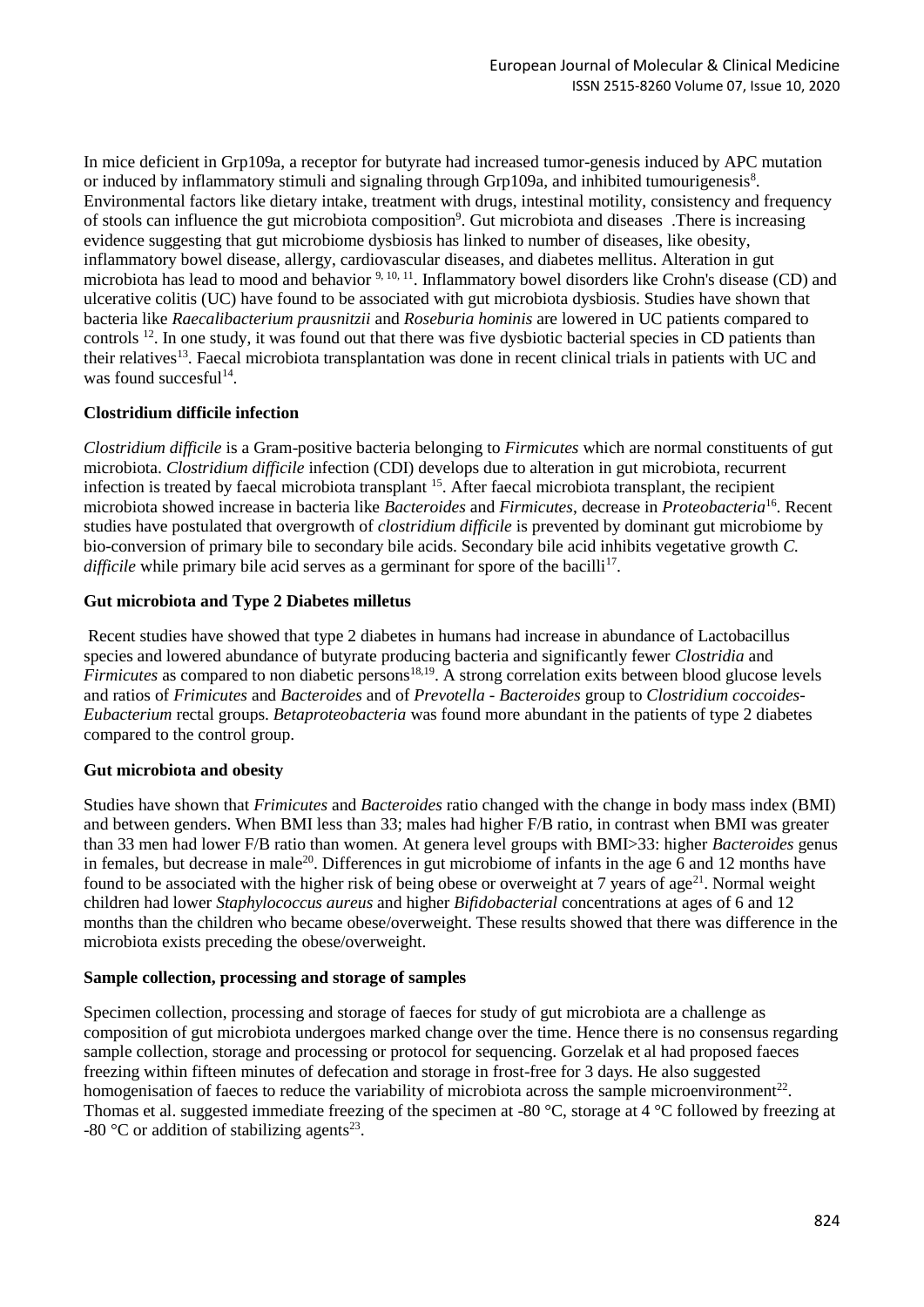In mice deficient in Grp109a, a receptor for butyrate had increased tumor-genesis induced by APC mutation or induced by inflammatory stimuli and signaling through Grp109a, and inhibited tumourigenesis[8]. Environmental factors like dietary intake, treatment with drugs, intestinal motility, consistency and frequency of stools can influence the gut microbiota composition[9]. Gut microbiota and diseases .There is increasing evidence suggesting that gut microbiome dysbiosis has linked to number of diseases, like obesity, inflammatory bowel disease, allergy, cardiovascular diseases, and diabetes mellitus. Alteration in gut microbiota has lead to mood and behavior [9, 10, 11]. Inflammatory bowel disorders like Crohn's disease (CD) and ulcerative colitis (UC) have found to be associated with gut microbiota dysbiosis. Studies have shown that bacteria like *Raecalibacterium prausnitzii* and *Roseburia hominis* are lowered in UC patients compared to controls [12]. In one study, it was found out that there was five dysbiotic bacterial species in CD patients than their relatives[13]. Faecal microbiota transplantation was done in recent clinical trials in patients with UC and was found succesful[14].

**Clostridium difficile infection**

*Clostridium difficile* is a Gram-positive bacteria belonging to *Firmicutes* which are normal constituents of gut microbiota. *Clostridium difficile* infection (CDI) develops due to alteration in gut microbiota, recurrent infection is treated by faecal microbiota transplant [15]. After faecal microbiota transplant, the recipient microbiota showed increase in bacteria like *Bacteroides* and *Firmicutes*, decrease in *Proteobacteria*[16]. Recent studies have postulated that overgrowth of *clostridium difficile* is prevented by dominant gut microbiome by bio-conversion of primary bile to secondary bile acids. Secondary bile acid inhibits vegetative growth *C. difficile* while primary bile acid serves as a germinant for spore of the bacilli[17].

**Gut microbiota and Type 2 Diabetes milletus**

Recent studies have showed that type 2 diabetes in humans had increase in abundance of Lactobacillus species and lowered abundance of butyrate producing bacteria and significantly fewer *Clostridia* and *Firmicutes* as compared to non diabetic persons[18,19]. A strong correlation exits between blood glucose levels and ratios of *Frimicutes* and *Bacteroides* and of *Prevotella - Bacteroides* group to *Clostridium coccoides-Eubacterium* rectal groups. *Betaproteobacteria* was found more abundant in the patients of type 2 diabetes compared to the control group.

**Gut microbiota and obesity**

Studies have shown that *Frimicutes* and *Bacteroides* ratio changed with the change in body mass index (BMI) and between genders. When BMI less than 33; males had higher F/B ratio, in contrast when BMI was greater than 33 men had lower F/B ratio than women. At genera level groups with BMI>33: higher *Bacteroides* genus in females, but decrease in male[20]. Differences in gut microbiome of infants in the age 6 and 12 months have found to be associated with the higher risk of being obese or overweight at 7 years of age[21]. Normal weight children had lower *Staphylococcus aureus* and higher *Bifidobacterial* concentrations at ages of 6 and 12 months than the children who became obese/overweight. These results showed that there was difference in the microbiota exists preceding the obese/overweight.

**Sample collection, processing and storage of samples**

Specimen collection, processing and storage of faeces for study of gut microbiota are a challenge as composition of gut microbiota undergoes marked change over the time. Hence there is no consensus regarding sample collection, storage and processing or protocol for sequencing. Gorzelak et al had proposed faeces freezing within fifteen minutes of defecation and storage in frost-free for 3 days. He also suggested homogenisation of faeces to reduce the variability of microbiota across the sample microenvironment[22]. Thomas et al. suggested immediate freezing of the specimen at -80 °C, storage at 4 °C followed by freezing at -80 °C or addition of stabilizing agents[23].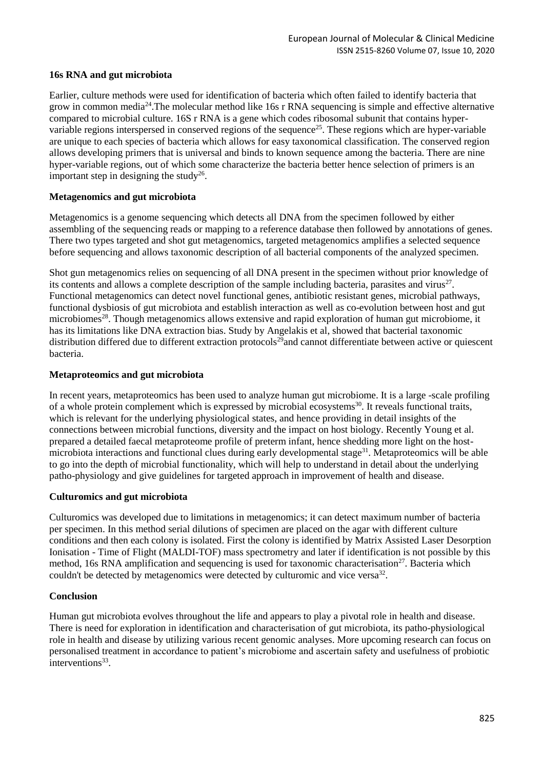**16s RNA and gut microbiota**

Earlier, culture methods were used for identification of bacteria which often failed to identify bacteria that grow in common media[24].The molecular method like 16s r RNA sequencing is simple and effective alternative compared to microbial culture. 16S r RNA is a gene which codes ribosomal subunit that contains hyper-variable regions interspersed in conserved regions of the sequence[25]. These regions which are hyper-variable are unique to each species of bacteria which allows for easy taxonomical classification. The conserved region allows developing primers that is universal and binds to known sequence among the bacteria. There are nine hyper-variable regions, out of which some characterize the bacteria better hence selection of primers is an important step in designing the study[26].

**Metagenomics and gut microbiota**

Metagenomics is a genome sequencing which detects all DNA from the specimen followed by either assembling of the sequencing reads or mapping to a reference database then followed by annotations of genes. There two types targeted and shot gut metagenomics, targeted metagenomics amplifies a selected sequence before sequencing and allows taxonomic description of all bacterial components of the analyzed specimen.

Shot gun metagenomics relies on sequencing of all DNA present in the specimen without prior knowledge of its contents and allows a complete description of the sample including bacteria, parasites and virus[27]. Functional metagenomics can detect novel functional genes, antibiotic resistant genes, microbial pathways, functional dysbiosis of gut microbiota and establish interaction as well as co-evolution between host and gut microbiomes[28]. Though metagenomics allows extensive and rapid exploration of human gut microbiome, it has its limitations like DNA extraction bias. Study by Angelakis et al, showed that bacterial taxonomic distribution differed due to different extraction protocols[29]and cannot differentiate between active or quiescent bacteria.

**Metaproteomics and gut microbiota**

In recent years, metaproteomics has been used to analyze human gut microbiome. It is a large -scale profiling of a whole protein complement which is expressed by microbial ecosystems[30]. It reveals functional traits, which is relevant for the underlying physiological states, and hence providing in detail insights of the connections between microbial functions, diversity and the impact on host biology. Recently Young et al. prepared a detailed faecal metaproteome profile of preterm infant, hence shedding more light on the host-microbiota interactions and functional clues during early developmental stage[31]. Metaproteomics will be able to go into the depth of microbial functionality, which will help to understand in detail about the underlying patho-physiology and give guidelines for targeted approach in improvement of health and disease.

**Culturomics and gut microbiota**

Culturomics was developed due to limitations in metagenomics; it can detect maximum number of bacteria per specimen. In this method serial dilutions of specimen are placed on the agar with different culture conditions and then each colony is isolated. First the colony is identified by Matrix Assisted Laser Desorption Ionisation - Time of Flight (MALDI-TOF) mass spectrometry and later if identification is not possible by this method, 16s RNA amplification and sequencing is used for taxonomic characterisation[27]. Bacteria which couldn't be detected by metagenomics were detected by culturomic and vice versa[32].

**Conclusion**

Human gut microbiota evolves throughout the life and appears to play a pivotal role in health and disease. There is need for exploration in identification and characterisation of gut microbiota, its patho-physiological role in health and disease by utilizing various recent genomic analyses. More upcoming research can focus on personalised treatment in accordance to patient's microbiome and ascertain safety and usefulness of probiotic interventions[33].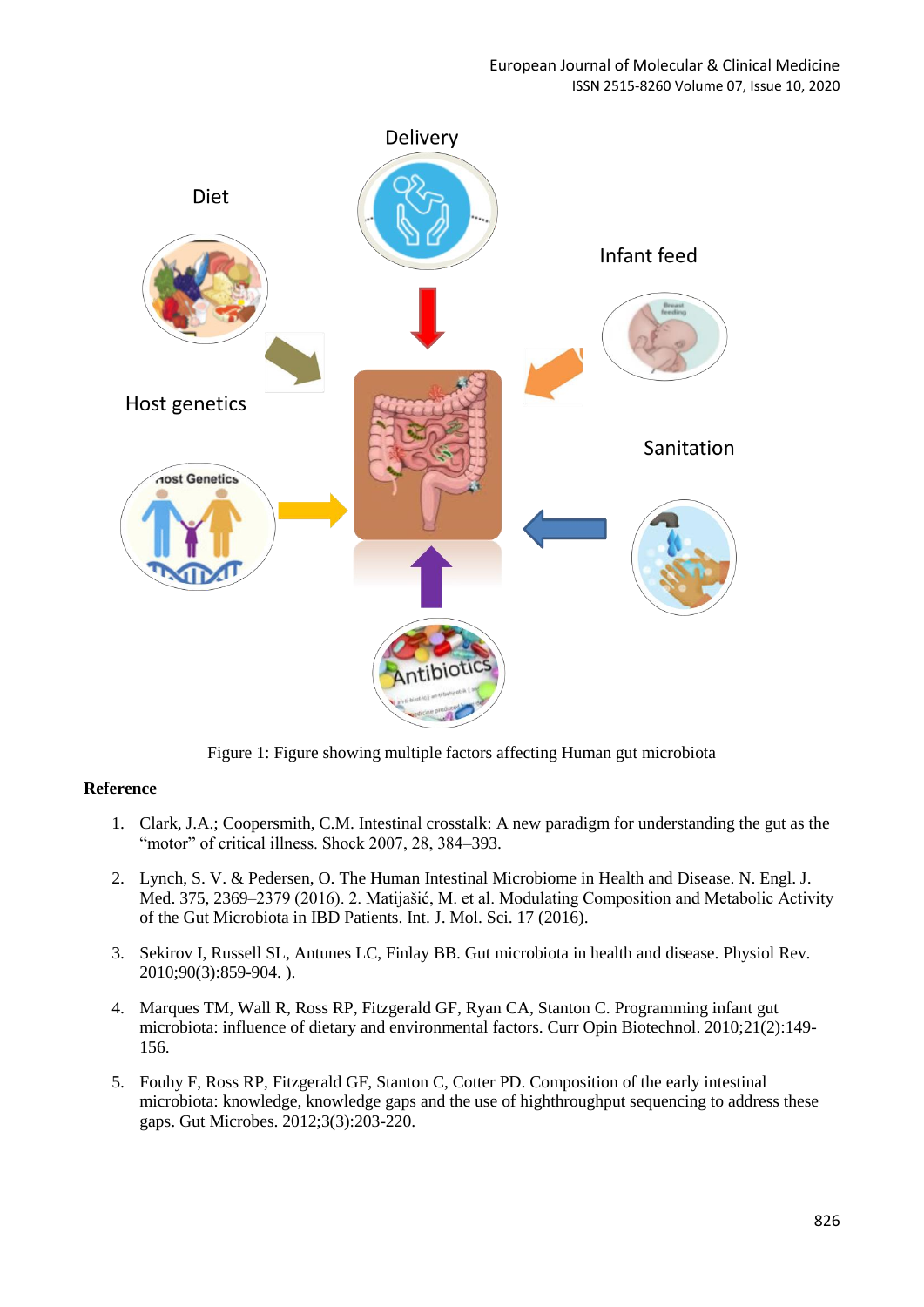Figure 1: Figure showing multiple factors affecting Human gut microbiota

**Reference**

1. Clark, J.A.; Coopersmith, C.M. Intestinal crosstalk: A new paradigm for understanding the gut as the "motor" of critical illness. Shock 2007, 28, 384–393.
2. Lynch, S. V. & Pedersen, O. The Human Intestinal Microbiome in Health and Disease. N. Engl. J. Med. 375, 2369–2379 (2016). 2. Matijašić, M. et al. Modulating Composition and Metabolic Activity of the Gut Microbiota in IBD Patients. Int. J. Mol. Sci. 17 (2016).
3. Sekirov I, Russell SL, Antunes LC, Finlay BB. Gut microbiota in health and disease. Physiol Rev. 2010;90(3):859-904. ).
4. Marques TM, Wall R, Ross RP, Fitzgerald GF, Ryan CA, Stanton C. Programming infant gut microbiota: influence of dietary and environmental factors. Curr Opin Biotechnol. 2010;21(2):149-156.
5. Fouhy F, Ross RP, Fitzgerald GF, Stanton C, Cotter PD. Composition of the early intestinal microbiota: knowledge, knowledge gaps and the use of highthroughput sequencing to address these gaps. Gut Microbes. 2012;3(3):203-220.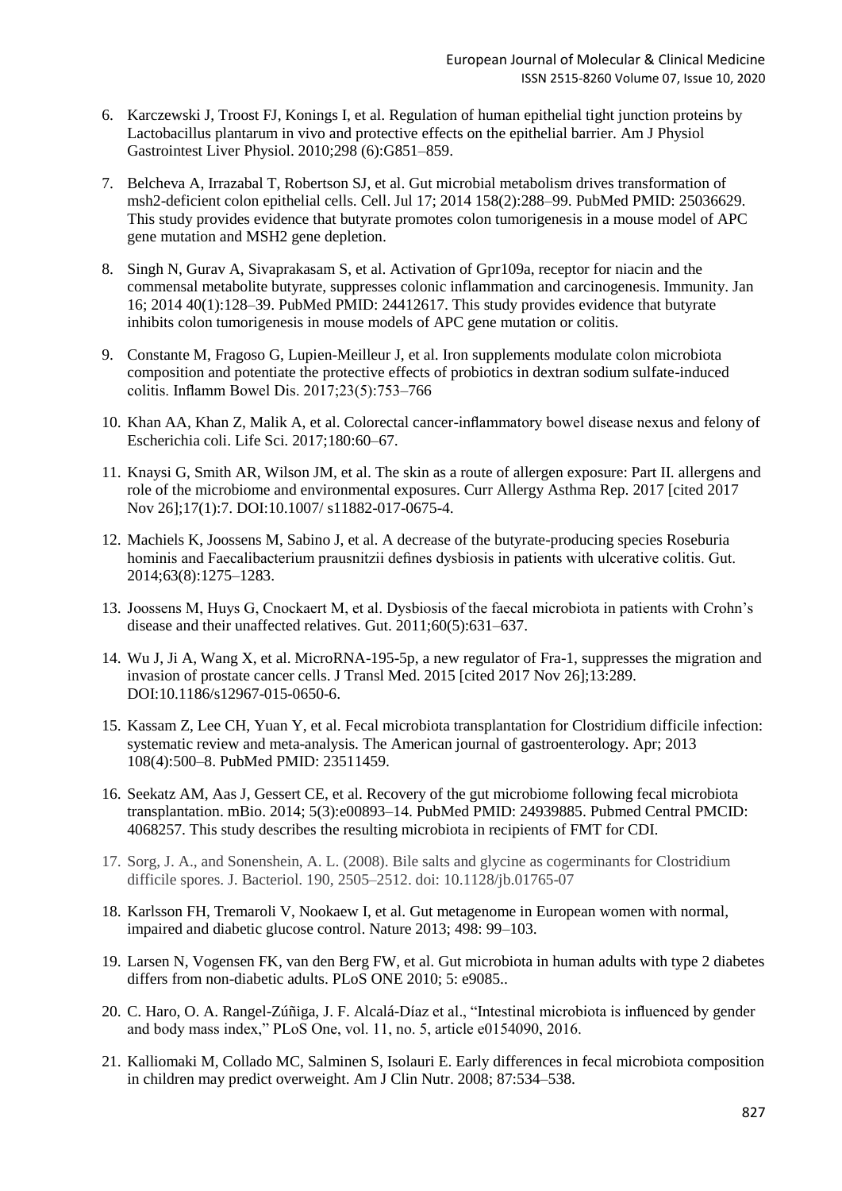6. Karczewski J, Troost FJ, Konings I, et al. Regulation of human epithelial tight junction proteins by Lactobacillus plantarum in vivo and protective effects on the epithelial barrier. Am J Physiol Gastrointest Liver Physiol. 2010;298 (6):G851–859.

7. Belcheva A, Irrazabal T, Robertson SJ, et al. Gut microbial metabolism drives transformation of msh2-deficient colon epithelial cells. Cell. Jul 17; 2014 158(2):288–99. PubMed PMID: 25036629. This study provides evidence that butyrate promotes colon tumorigenesis in a mouse model of APC gene mutation and MSH2 gene depletion.

8. Singh N, Gurav A, Sivaprakasam S, et al. Activation of Gpr109a, receptor for niacin and the commensal metabolite butyrate, suppresses colonic inflammation and carcinogenesis. Immunity. Jan 16; 2014 40(1):128–39. PubMed PMID: 24412617. This study provides evidence that butyrate inhibits colon tumorigenesis in mouse models of APC gene mutation or colitis.

9. Constante M, Fragoso G, Lupien-Meilleur J, et al. Iron supplements modulate colon microbiota composition and potentiate the protective effects of probiotics in dextran sodium sulfate-induced colitis. Inflamm Bowel Dis. 2017;23(5):753–766

10. Khan AA, Khan Z, Malik A, et al. Colorectal cancer-inflammatory bowel disease nexus and felony of Escherichia coli. Life Sci. 2017;180:60–67.

11. Knaysi G, Smith AR, Wilson JM, et al. The skin as a route of allergen exposure: Part II. allergens and role of the microbiome and environmental exposures. Curr Allergy Asthma Rep. 2017 [cited 2017 Nov 26];17(1):7. DOI:10.1007/ s11882-017-0675-4.

12. Machiels K, Joossens M, Sabino J, et al. A decrease of the butyrate-producing species Roseburia hominis and Faecalibacterium prausnitzii defines dysbiosis in patients with ulcerative colitis. Gut. 2014;63(8):1275–1283.

13. Joossens M, Huys G, Cnockaert M, et al. Dysbiosis of the faecal microbiota in patients with Crohn's disease and their unaffected relatives. Gut. 2011;60(5):631–637.

14. Wu J, Ji A, Wang X, et al. MicroRNA-195-5p, a new regulator of Fra-1, suppresses the migration and invasion of prostate cancer cells. J Transl Med. 2015 [cited 2017 Nov 26];13:289. DOI:10.1186/s12967-015-0650-6.

15. Kassam Z, Lee CH, Yuan Y, et al. Fecal microbiota transplantation for Clostridium difficile infection: systematic review and meta-analysis. The American journal of gastroenterology. Apr; 2013 108(4):500–8. PubMed PMID: 23511459.

16. Seekatz AM, Aas J, Gessert CE, et al. Recovery of the gut microbiome following fecal microbiota transplantation. mBio. 2014; 5(3):e00893–14. PubMed PMID: 24939885. Pubmed Central PMCID: 4068257. This study describes the resulting microbiota in recipients of FMT for CDI.

17. Sorg, J. A., and Sonenshein, A. L. (2008). Bile salts and glycine as cogerminants for Clostridium difficile spores. J. Bacteriol. 190, 2505–2512. doi: 10.1128/jb.01765-07

18. Karlsson FH, Tremaroli V, Nookaew I, et al. Gut metagenome in European women with normal, impaired and diabetic glucose control. Nature 2013; 498: 99–103.

19. Larsen N, Vogensen FK, van den Berg FW, et al. Gut microbiota in human adults with type 2 diabetes differs from non-diabetic adults. PLoS ONE 2010; 5: e9085..

20. C. Haro, O. A. Rangel-Zúñiga, J. F. Alcalá-Díaz et al., "Intestinal microbiota is influenced by gender and body mass index," PLoS One, vol. 11, no. 5, article e0154090, 2016.

21. Kalliomaki M, Collado MC, Salminen S, Isolauri E. Early differences in fecal microbiota composition in children may predict overweight. Am J Clin Nutr. 2008; 87:534–538.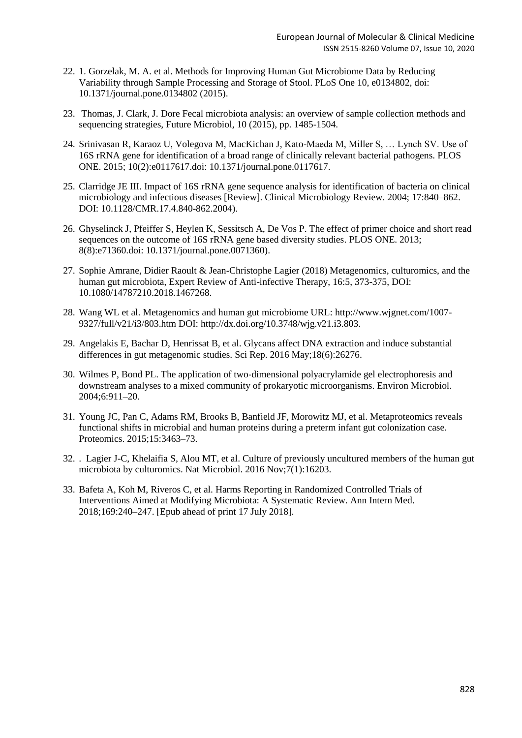22. 1. Gorzelak, M. A. et al. Methods for Improving Human Gut Microbiome Data by Reducing Variability through Sample Processing and Storage of Stool. PLoS One 10, e0134802, doi: 10.1371/journal.pone.0134802 (2015).
23. Thomas, J. Clark, J. Dore Fecal microbiota analysis: an overview of sample collection methods and sequencing strategies, Future Microbiol, 10 (2015), pp. 1485-1504.
24. Srinivasan R, Karaoz U, Volegova M, MacKichan J, Kato-Maeda M, Miller S, … Lynch SV. Use of 16S rRNA gene for identification of a broad range of clinically relevant bacterial pathogens. PLOS ONE. 2015; 10(2):e0117617.doi: 10.1371/journal.pone.0117617.
25. Clarridge JE III. Impact of 16S rRNA gene sequence analysis for identification of bacteria on clinical microbiology and infectious diseases [Review]. Clinical Microbiology Review. 2004; 17:840–862. DOI: 10.1128/CMR.17.4.840-862.2004).
26. Ghyselinck J, Pfeiffer S, Heylen K, Sessitsch A, De Vos P. The effect of primer choice and short read sequences on the outcome of 16S rRNA gene based diversity studies. PLOS ONE. 2013; 8(8):e71360.doi: 10.1371/journal.pone.0071360).
27. Sophie Amrane, Didier Raoult & Jean-Christophe Lagier (2018) Metagenomics, culturomics, and the human gut microbiota, Expert Review of Anti-infective Therapy, 16:5, 373-375, DOI: 10.1080/14787210.2018.1467268.
28. Wang WL et al. Metagenomics and human gut microbiome URL: http://www.wjgnet.com/1007-9327/full/v21/i3/803.htm DOI: http://dx.doi.org/10.3748/wjg.v21.i3.803.
29. Angelakis E, Bachar D, Henrissat B, et al. Glycans affect DNA extraction and induce substantial differences in gut metagenomic studies. Sci Rep. 2016 May;18(6):26276.
30. Wilmes P, Bond PL. The application of two-dimensional polyacrylamide gel electrophoresis and downstream analyses to a mixed community of prokaryotic microorganisms. Environ Microbiol. 2004;6:911–20.
31. Young JC, Pan C, Adams RM, Brooks B, Banfield JF, Morowitz MJ, et al. Metaproteomics reveals functional shifts in microbial and human proteins during a preterm infant gut colonization case. Proteomics. 2015;15:3463–73.
32. . Lagier J-C, Khelaifia S, Alou MT, et al. Culture of previously uncultured members of the human gut microbiota by culturomics. Nat Microbiol. 2016 Nov;7(1):16203.
33. Bafeta A, Koh M, Riveros C, et al. Harms Reporting in Randomized Controlled Trials of Interventions Aimed at Modifying Microbiota: A Systematic Review. Ann Intern Med. 2018;169:240–247. [Epub ahead of print 17 July 2018].